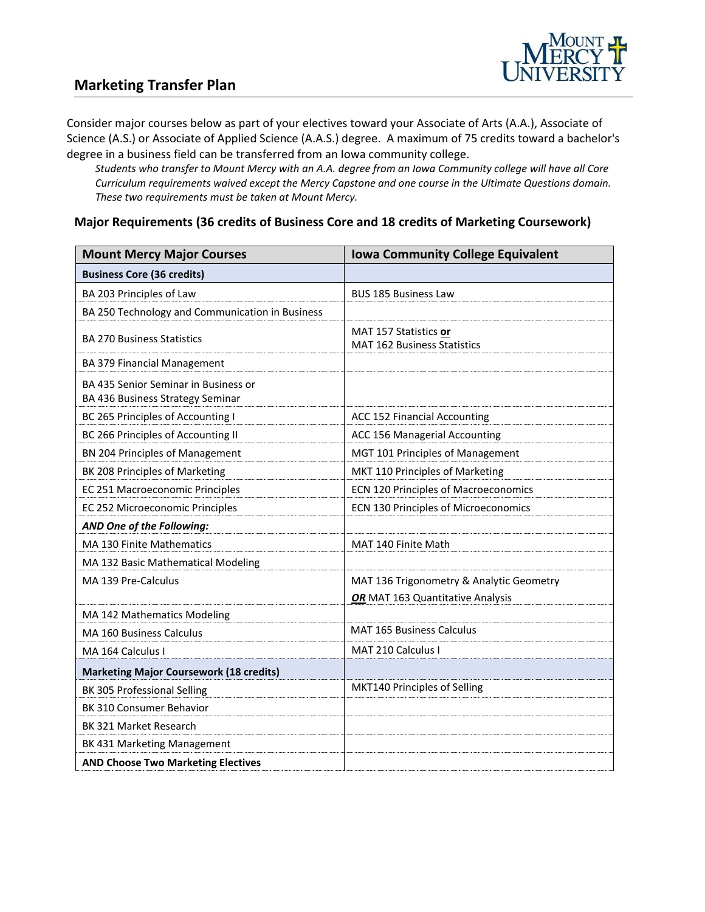## Marketing Transfer Plan

Consider major courses below as part of your electives toward your Associate of Arts (A.A.), Associate of Science (A.S.) or Associate of Applied Science (A.A.S.) degree. A maximum of 75 credits toward a bachelor's degree in a business field can be transferred from an Iowa community college.

*Students who transfer to Mount Mercy with an A.A. degree from an Iowa Community college will have all Core Curriculum requirements waived except the Mercy Capstone and one course in the Ultimate Questions domain. These two requirements must be taken at Mount Mercy.*

### Major Requirements (36 credits of Business Core and 18 credits of Marketing Coursework)

| Mount Mercy Major Courses | Iowa Community College Equivalent |
|---|---|
| **Business Core (36 credits)** | |
| BA 203 Principles of Law | BUS 185 Business Law |
| BA 250 Technology and Communication in Business | |
| BA 270 Business Statistics | MAT 157 Statistics **or** MAT 162 Business Statistics |
| BA 379 Financial Management | |
| BA 435 Senior Seminar in Business or BA 436 Business Strategy Seminar | |
| BC 265 Principles of Accounting I | ACC 152 Financial Accounting |
| BC 266 Principles of Accounting II | ACC 156 Managerial Accounting |
| BN 204 Principles of Management | MGT 101 Principles of Management |
| BK 208 Principles of Marketing | MKT 110 Principles of Marketing |
| EC 251 Macroeconomic Principles | ECN 120 Principles of Macroeconomics |
| EC 252 Microeconomic Principles | ECN 130 Principles of Microeconomics |
| ***AND One of the Following:*** | |
| MA 130 Finite Mathematics | MAT 140 Finite Math |
| MA 132 Basic Mathematical Modeling | |
| MA 139 Pre-Calculus | MAT 136 Trigonometry & Analytic Geometry ***OR*** MAT 163 Quantitative Analysis |
| MA 142 Mathematics Modeling | |
| MA 160 Business Calculus | MAT 165 Business Calculus |
| MA 164 Calculus I | MAT 210 Calculus I |
| **Marketing Major Coursework (18 credits)** | |
| BK 305 Professional Selling | MKT140 Principles of Selling |
| BK 310 Consumer Behavior | |
| BK 321 Market Research | |
| BK 431 Marketing Management | |
| **AND Choose Two Marketing Electives** | |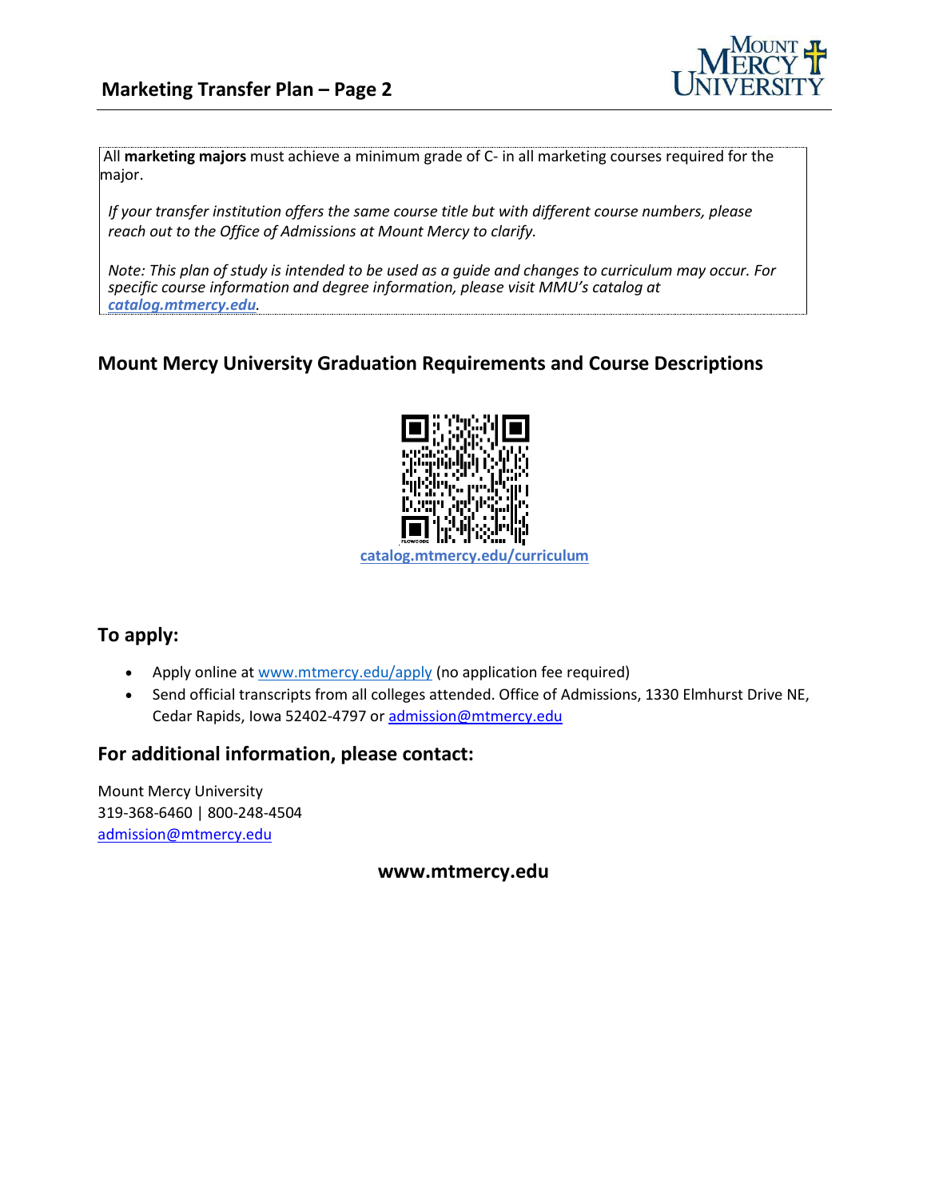## Marketing Transfer Plan – Page 2

All **marketing majors** must achieve a minimum grade of C- in all marketing courses required for the major.

*If your transfer institution offers the same course title but with different course numbers, please reach out to the Office of Admissions at Mount Mercy to clarify.*

*Note: This plan of study is intended to be used as a guide and changes to curriculum may occur. For specific course information and degree information, please visit MMU's catalog at **catalog.mtmercy.edu**.*

## Mount Mercy University Graduation Requirements and Course Descriptions

catalog.mtmercy.edu/curriculum

## To apply:

- Apply online at www.mtmercy.edu/apply (no application fee required)
- Send official transcripts from all colleges attended. Office of Admissions, 1330 Elmhurst Drive NE, Cedar Rapids, Iowa 52402-4797 or admission@mtmercy.edu

## For additional information, please contact:

Mount Mercy University
319-368-6460 | 800-248-4504
admission@mtmercy.edu

**www.mtmercy.edu**